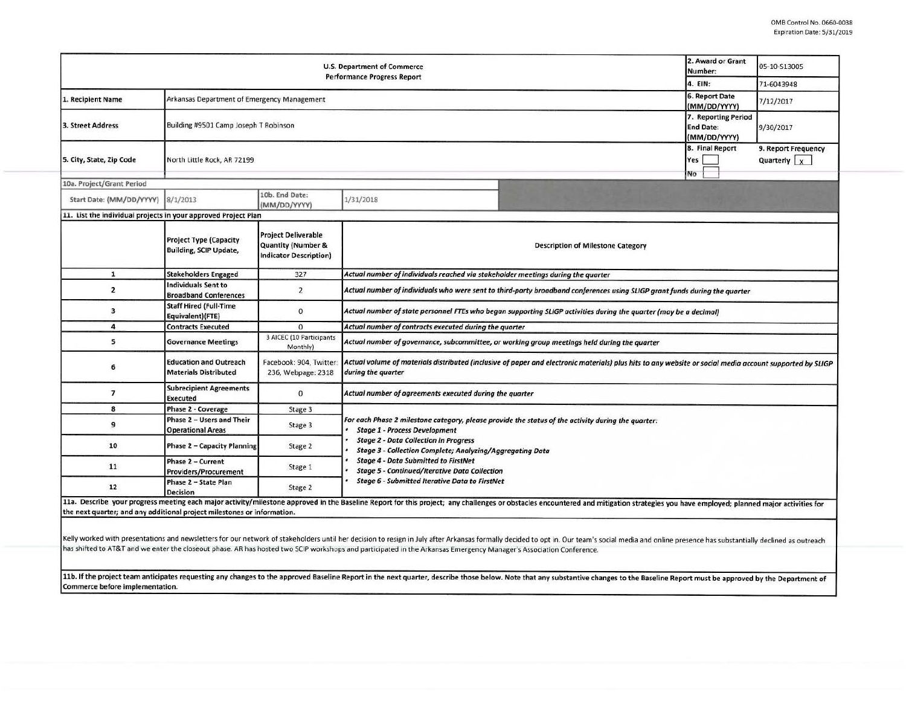OMB Control No. 0660-0038
Expiration Date: 5/31/2019

| U.S. Department of Commerce<br>Performance Progress Report | | 2. Award or Grant Number: | 05-10-S13005 |
|---|---|---|---|
| | | 4. EIN: | 71-6043948 |
| 1. Recipient Name | Arkansas Department of Emergency Management | 6. Report Date (MM/DD/YYYY) | 7/12/2017 |
| 3. Street Address | Building #9501 Camp Joseph T Robinson | 7. Reporting Period End Date: (MM/DD/YYYY) | 9/30/2017 |
| 5. City, State, Zip Code | North Little Rock, AR 72199 | 8. Final Report<br>Yes [ ]<br>No [ ] | 9. Report Frequency<br>Quarterly [x] |

| 10a. Project/Grant Period | | | |
|---|---|---|---|
| Start Date: (MM/DD/YYYY) | 8/1/2013 | 10b. End Date: (MM/DD/YYYY) | 1/31/2018 |

**11. List the individual projects in your approved Project Plan**

| | Project Type (Capacity Building, SCIP Update, | Project Deliverable Quantity (Number & Indicator Description) | Description of Milestone Category |
|---|---|---|---|
| 1 | Stakeholders Engaged | 327 | *Actual number of individuals reached via stakeholder meetings during the quarter* |
| 2 | Individuals Sent to Broadband Conferences | 2 | *Actual number of individuals who were sent to third-party broadband conferences using SLIGP grant funds during the quarter* |
| 3 | Staff Hired (Full-Time Equivalent)(FTE) | 0 | *Actual number of state personnel FTEs who began supporting SLIGP activities during the quarter (may be a decimal)* |
| 4 | Contracts Executed | 0 | *Actual number of contracts executed during the quarter* |
| 5 | Governance Meetings | 3 AICEC (10 Participants Monthly) | *Actual number of governance, subcommittee, or working group meetings held during the quarter* |
| 6 | Education and Outreach Materials Distributed | Facebook: 904, Twitter: 236, Webpage: 2318 | *Actual volume of materials distributed (inclusive of paper and electronic materials) plus hits to any website or social media account supported by SLIGP during the quarter* |
| 7 | Subrecipient Agreements Executed | 0 | *Actual number of agreements executed during the quarter* |
| 8 | Phase 2 - Coverage | Stage 3 | *For each Phase 2 milestone category, please provide the status of the activity during the quarter:*<br>• *Stage 1 - Process Development*<br>• *Stage 2 - Data Collection in Progress*<br>• *Stage 3 - Collection Complete; Analyzing/Aggregating Data*<br>• *Stage 4 - Data Submitted to FirstNet*<br>• *Stage 5 - Continued/Iterative Data Collection*<br>• *Stage 6 - Submitted Iterative Data to FirstNet* |
| 9 | Phase 2 – Users and Their Operational Areas | Stage 3 | |
| 10 | Phase 2 – Capacity Planning | Stage 2 | |
| 11 | Phase 2 – Current Providers/Procurement | Stage 1 | |
| 12 | Phase 2 – State Plan Decision | Stage 2 | |

**11a. Describe your progress meeting each major activity/milestone approved in the Baseline Report for this project; any challenges or obstacles encountered and mitigation strategies you have employed; planned major activities for the next quarter; and any additional project milestones or information.**

Kelly worked with presentations and newsletters for our network of stakeholders until her decision to resign in July after Arkansas formally decided to opt in. Our team's social media and online presence has substantially declined as outreach has shifted to AT&T and we enter the closeout phase. AR has hosted two SCIP workshops and participated in the Arkansas Emergency Manager's Association Conference.

**11b. If the project team anticipates requesting any changes to the approved Baseline Report in the next quarter, describe those below. Note that any substantive changes to the Baseline Report must be approved by the Department of Commerce before implementation.**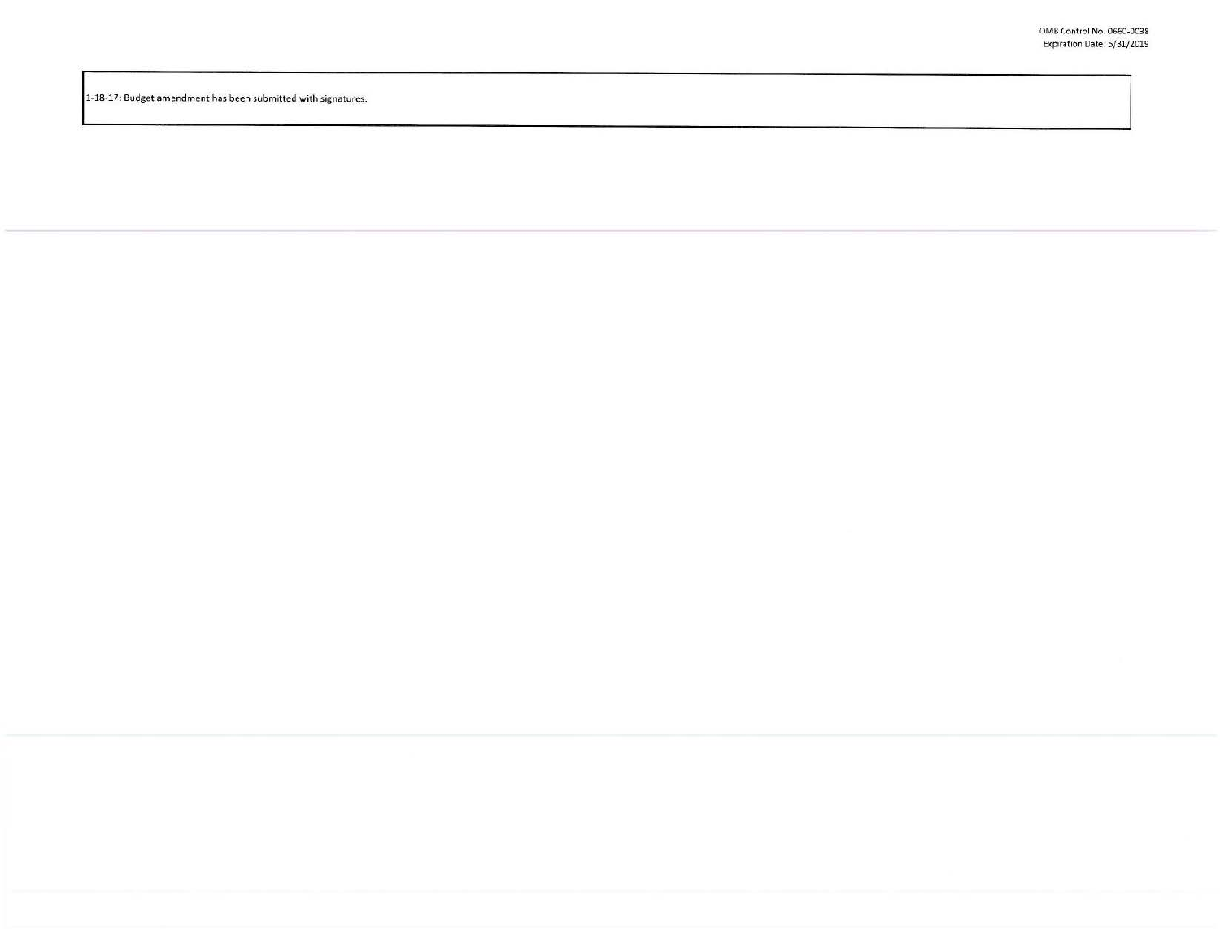1-18-17: Budget amendment has been submitted with signatures.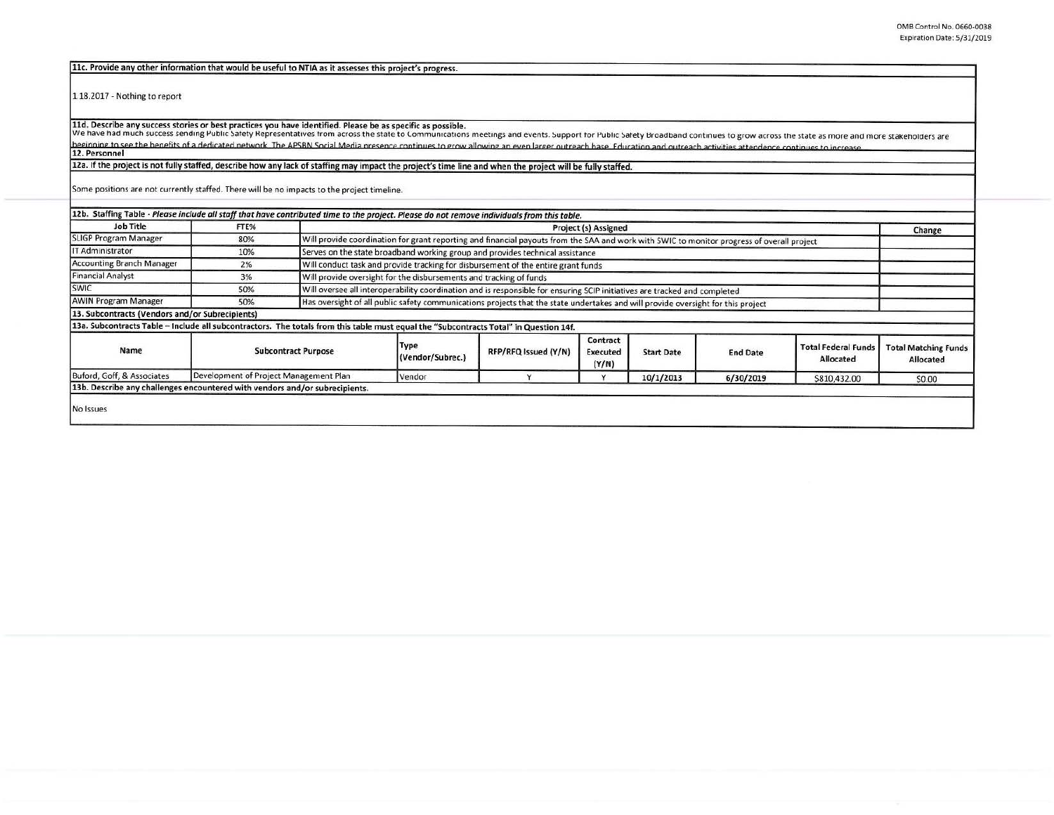**11c. Provide any other information that would be useful to NTIA as it assesses this project's progress.**

1.18.2017 - Nothing to report

**11d. Describe any success stories or best practices you have identified. Please be as specific as possible.**

We have had much success sending Public Safety Representatives from across the state to Communications meetings and events. Support for Public Safety Broadband continues to grow across the state as more and more stakeholders are beginning to see the benefits of a dedicated network. The APSBN Social Media presence continues to grow allowing an even larger outreach base. Education and outreach activities attendence continues to increase.

**12. Personnel**

**12a. If the project is not fully staffed, describe how any lack of staffing may impact the project's time line and when the project will be fully staffed.**

Some positions are not currently staffed. There will be no impacts to the project timeline.

**12b. Staffing Table** - *Please include all staff that have contributed time to the project. Please do not remove individuals from this table.*

| Job Title | FTE% | Project (s) Assigned | Change |
|---|---|---|---|
| SLIGP Program Manager | 80% | Will provide coordination for grant reporting and financial payouts from the SAA and work with SWIC to monitor progress of overall project | |
| IT Administrator | 10% | Serves on the state broadband working group and provides technical assistance | |
| Accounting Branch Manager | 2% | Will conduct task and provide tracking for disbursement of the entire grant funds | |
| Financial Analyst | 3% | Will provide oversight for the disbursements and tracking of funds | |
| SWIC | 50% | Will oversee all interoperability coordination and is responsible for ensuring SCIP initiatives are tracked and completed | |
| AWIN Program Manager | 50% | Has oversight of all public safety communications projects that the state undertakes and will provide oversight for this project | |

**13. Subcontracts (Vendors and/or Subrecipients)**

**13a. Subcontracts Table – Include all subcontractors. The totals from this table must equal the "Subcontracts Total" in Question 14f.**

| Name | Subcontract Purpose | Type (Vendor/Subrec.) | RFP/RFQ Issued (Y/N) | Contract Executed (Y/N) | Start Date | End Date | Total Federal Funds Allocated | Total Matching Funds Allocated |
|---|---|---|---|---|---|---|---|---|
| Buford, Goff, & Associates | Development of Project Management Plan | Vendor | Y | Y | 10/1/2013 | 6/30/2019 | $810,432.00 | $0.00 |

**13b. Describe any challenges encountered with vendors and/or subrecipients.**

No Issues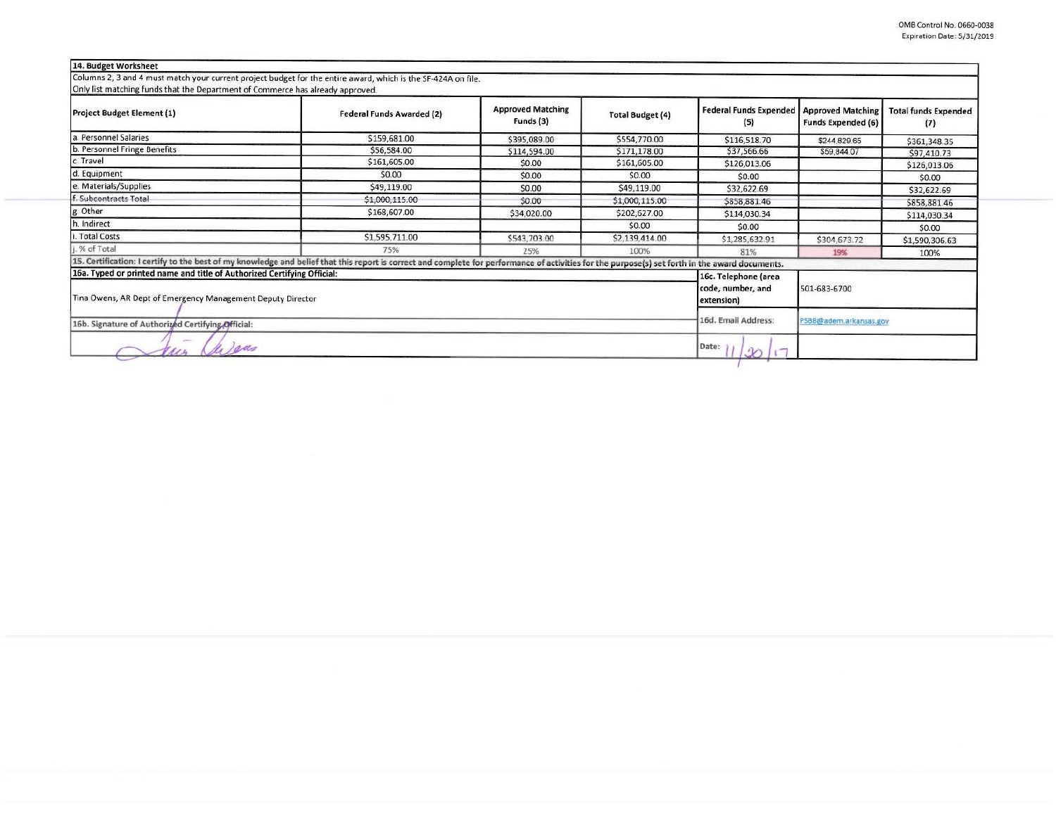## 14. Budget Worksheet

Columns 2, 3 and 4 must match your current project budget for the entire award, which is the SF-424A on file.
Only list matching funds that the Department of Commerce has already approved.

| Project Budget Element (1) | Federal Funds Awarded (2) | Approved Matching Funds (3) | Total Budget (4) | Federal Funds Expended (5) | Approved Matching Funds Expended (6) | Total funds Expended (7) |
|---|---|---|---|---|---|---|
| a. Personnel Salaries | $159,681.00 | $395,089.00 | $554,770.00 | $116,518.70 | $244,829.65 | $361,348.35 |
| b. Personnel Fringe Benefits | $56,584.00 | $114,594.00 | $171,178.00 | $37,566.66 | $59,844.07 | $97,410.73 |
| c. Travel | $161,605.00 | $0.00 | $161,605.00 | $126,013.06 | | $126,013.06 |
| d. Equipment | $0.00 | $0.00 | $0.00 | $0.00 | | $0.00 |
| e. Materials/Supplies | $49,119.00 | $0.00 | $49,119.00 | $32,622.69 | | $32,622.69 |
| f. Subcontracts Total | $1,000,115.00 | $0.00 | $1,000,115.00 | $858,881.46 | | $858,881.46 |
| g. Other | $168,607.00 | $34,020.00 | $202,627.00 | $114,030.34 | | $114,030.34 |
| h. Indirect | | | $0.00 | $0.00 | | $0.00 |
| i. Total Costs | $1,595,711.00 | $543,703.00 | $2,139,414.00 | $1,285,632.91 | $304,673.72 | $1,590,306.63 |
| j. % of Total | 75% | 25% | 100% | 81% | 19% | 100% |

**15. Certification: I certify to the best of my knowledge and belief that this report is correct and complete for performance of activities for the purpose(s) set forth in the award documents.**

| | | |
|---|---|---|
| **16a. Typed or printed name and title of Authorized Certifying Official:** Tina Owens, AR Dept of Emergency Management Deputy Director | **16c. Telephone (area code, number, and extension)** | 501-683-6700 |
| **16b. Signature of Authorized Certifying Official:** | 16d. Email Address: | PSBB@adem.arkansas.gov |
| Tina Owens | Date: 11/20/17 | |